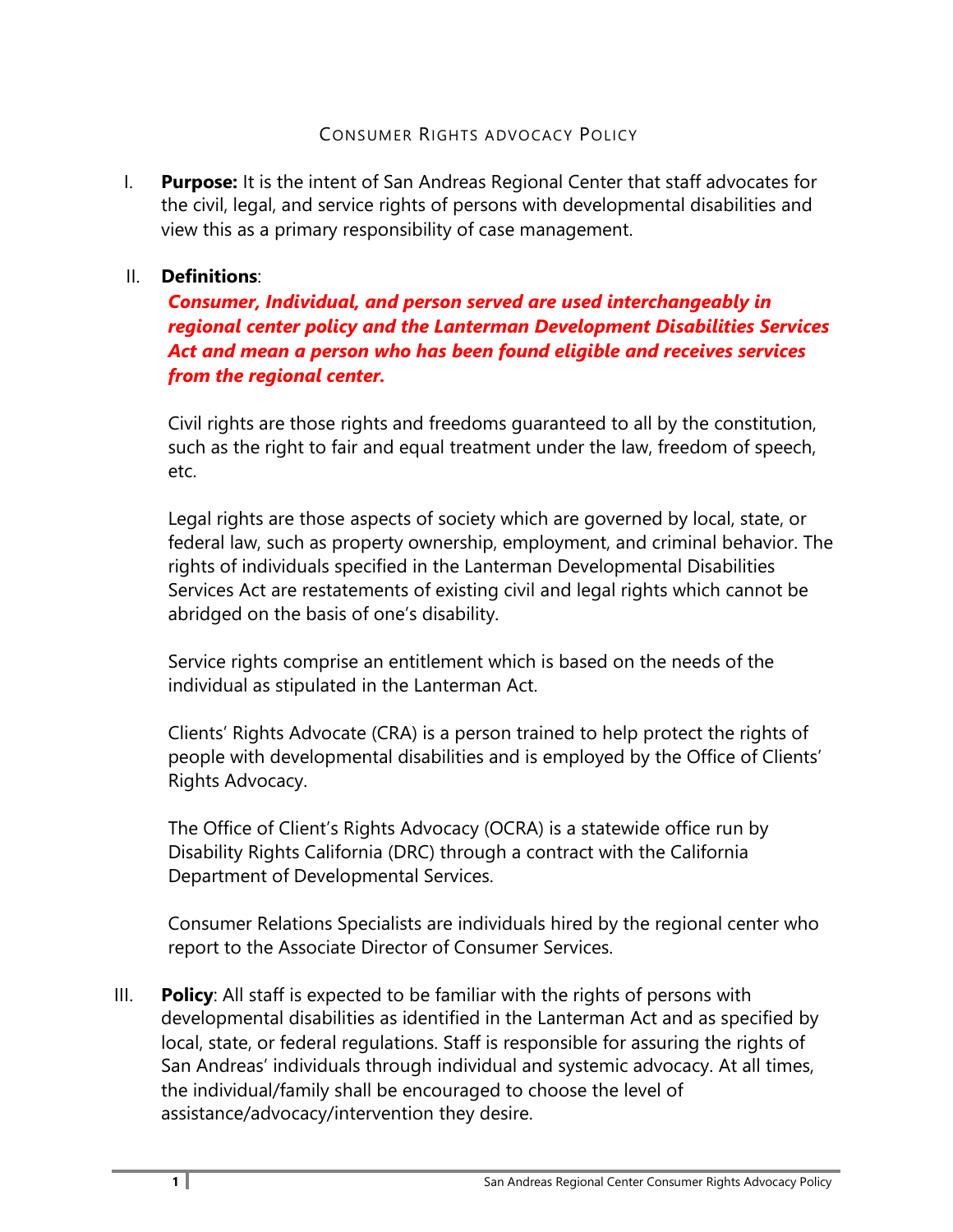# Consumer Rights advocacy Policy

I. **Purpose:** It is the intent of San Andreas Regional Center that staff advocates for the civil, legal, and service rights of persons with developmental disabilities and view this as a primary responsibility of case management.

II. **Definitions**:

***Consumer, Individual, and person served are used interchangeably in regional center policy and the Lanterman Development Disabilities Services Act and mean a person who has been found eligible and receives services from the regional center.***

Civil rights are those rights and freedoms guaranteed to all by the constitution, such as the right to fair and equal treatment under the law, freedom of speech, etc.

Legal rights are those aspects of society which are governed by local, state, or federal law, such as property ownership, employment, and criminal behavior. The rights of individuals specified in the Lanterman Developmental Disabilities Services Act are restatements of existing civil and legal rights which cannot be abridged on the basis of one's disability.

Service rights comprise an entitlement which is based on the needs of the individual as stipulated in the Lanterman Act.

Clients' Rights Advocate (CRA) is a person trained to help protect the rights of people with developmental disabilities and is employed by the Office of Clients' Rights Advocacy.

The Office of Client's Rights Advocacy (OCRA) is a statewide office run by Disability Rights California (DRC) through a contract with the California Department of Developmental Services.

Consumer Relations Specialists are individuals hired by the regional center who report to the Associate Director of Consumer Services.

III. **Policy**: All staff is expected to be familiar with the rights of persons with developmental disabilities as identified in the Lanterman Act and as specified by local, state, or federal regulations. Staff is responsible for assuring the rights of San Andreas' individuals through individual and systemic advocacy. At all times, the individual/family shall be encouraged to choose the level of assistance/advocacy/intervention they desire.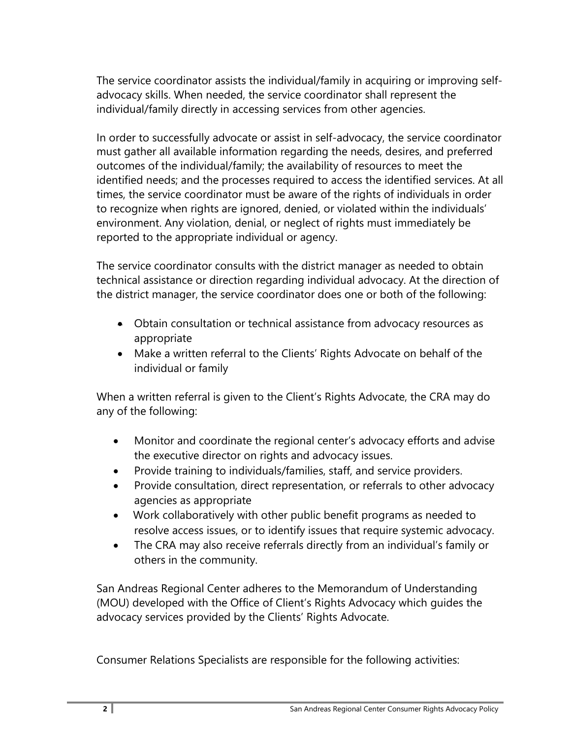The service coordinator assists the individual/family in acquiring or improving self-advocacy skills. When needed, the service coordinator shall represent the individual/family directly in accessing services from other agencies.

In order to successfully advocate or assist in self-advocacy, the service coordinator must gather all available information regarding the needs, desires, and preferred outcomes of the individual/family; the availability of resources to meet the identified needs; and the processes required to access the identified services. At all times, the service coordinator must be aware of the rights of individuals in order to recognize when rights are ignored, denied, or violated within the individuals' environment. Any violation, denial, or neglect of rights must immediately be reported to the appropriate individual or agency.

The service coordinator consults with the district manager as needed to obtain technical assistance or direction regarding individual advocacy. At the direction of the district manager, the service coordinator does one or both of the following:

- Obtain consultation or technical assistance from advocacy resources as appropriate
- Make a written referral to the Clients' Rights Advocate on behalf of the individual or family

When a written referral is given to the Client's Rights Advocate, the CRA may do any of the following:

- Monitor and coordinate the regional center's advocacy efforts and advise the executive director on rights and advocacy issues.
- Provide training to individuals/families, staff, and service providers.
- Provide consultation, direct representation, or referrals to other advocacy agencies as appropriate
- Work collaboratively with other public benefit programs as needed to resolve access issues, or to identify issues that require systemic advocacy.
- The CRA may also receive referrals directly from an individual's family or others in the community.

San Andreas Regional Center adheres to the Memorandum of Understanding (MOU) developed with the Office of Client's Rights Advocacy which guides the advocacy services provided by the Clients' Rights Advocate.

Consumer Relations Specialists are responsible for the following activities: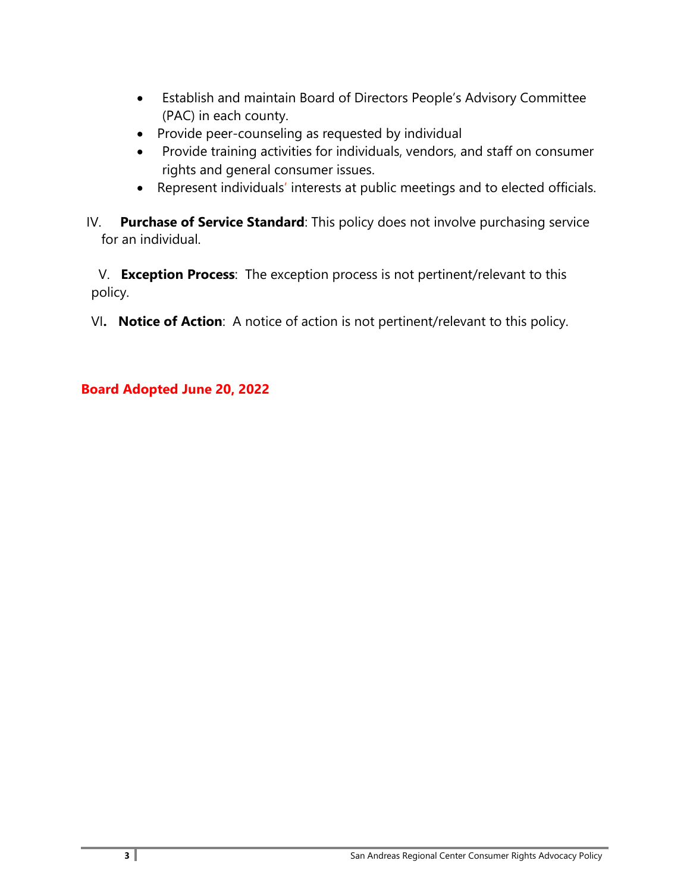- Establish and maintain Board of Directors People's Advisory Committee (PAC) in each county.
- Provide peer-counseling as requested by individual
- Provide training activities for individuals, vendors, and staff on consumer rights and general consumer issues.
- Represent individuals' interests at public meetings and to elected officials.

IV. **Purchase of Service Standard**: This policy does not involve purchasing service for an individual.

V. **Exception Process**: The exception process is not pertinent/relevant to this policy.

VI**.** **Notice of Action**: A notice of action is not pertinent/relevant to this policy.

**Board Adopted June 20, 2022**